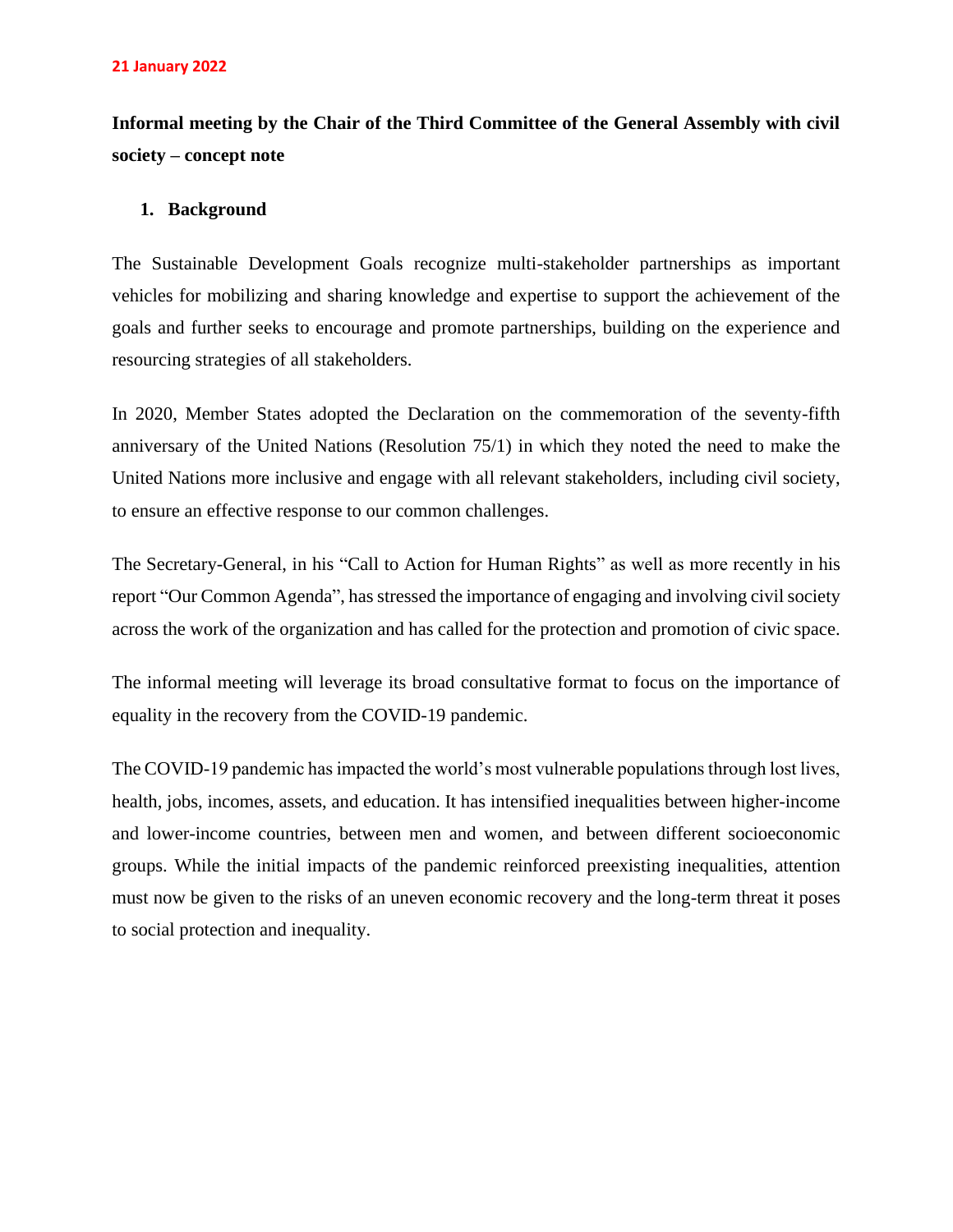21 January 2022

**Informal meeting by the Chair of the Third Committee of the General Assembly with civil society – concept note**

## 1. Background

The Sustainable Development Goals recognize multi-stakeholder partnerships as important vehicles for mobilizing and sharing knowledge and expertise to support the achievement of the goals and further seeks to encourage and promote partnerships, building on the experience and resourcing strategies of all stakeholders.

In 2020, Member States adopted the Declaration on the commemoration of the seventy-fifth anniversary of the United Nations (Resolution 75/1) in which they noted the need to make the United Nations more inclusive and engage with all relevant stakeholders, including civil society, to ensure an effective response to our common challenges.

The Secretary-General, in his "Call to Action for Human Rights" as well as more recently in his report "Our Common Agenda", has stressed the importance of engaging and involving civil society across the work of the organization and has called for the protection and promotion of civic space.

The informal meeting will leverage its broad consultative format to focus on the importance of equality in the recovery from the COVID-19 pandemic.

The COVID-19 pandemic has impacted the world's most vulnerable populations through lost lives, health, jobs, incomes, assets, and education. It has intensified inequalities between higher-income and lower-income countries, between men and women, and between different socioeconomic groups. While the initial impacts of the pandemic reinforced preexisting inequalities, attention must now be given to the risks of an uneven economic recovery and the long-term threat it poses to social protection and inequality.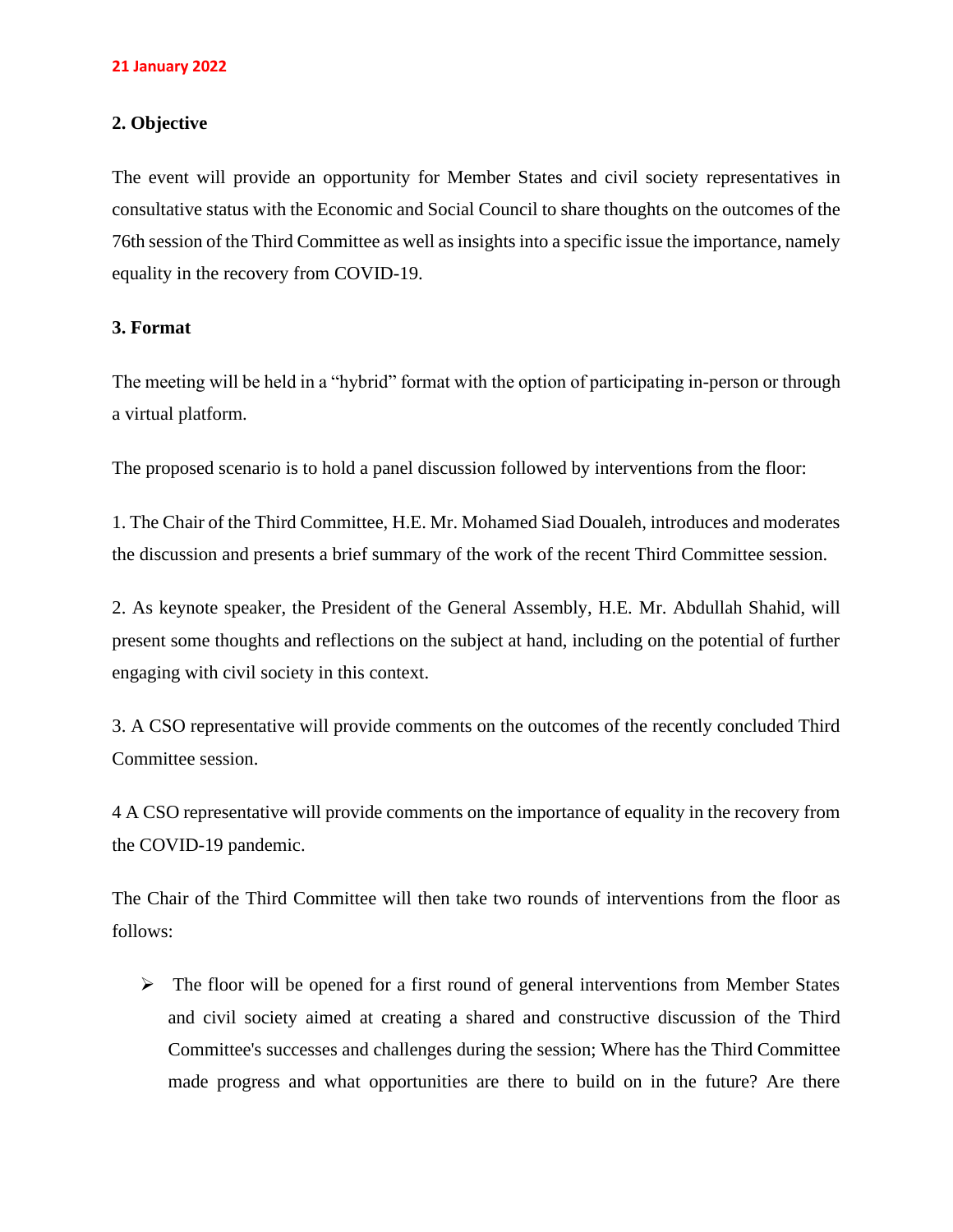21 January 2022

## 2. Objective

The event will provide an opportunity for Member States and civil society representatives in consultative status with the Economic and Social Council to share thoughts on the outcomes of the 76th session of the Third Committee as well as insights into a specific issue the importance, namely equality in the recovery from COVID-19.

## 3. Format

The meeting will be held in a "hybrid" format with the option of participating in-person or through a virtual platform.

The proposed scenario is to hold a panel discussion followed by interventions from the floor:

1. The Chair of the Third Committee, H.E. Mr. Mohamed Siad Doualeh, introduces and moderates the discussion and presents a brief summary of the work of the recent Third Committee session.

2. As keynote speaker, the President of the General Assembly, H.E. Mr. Abdullah Shahid, will present some thoughts and reflections on the subject at hand, including on the potential of further engaging with civil society in this context.

3. A CSO representative will provide comments on the outcomes of the recently concluded Third Committee session.

4 A CSO representative will provide comments on the importance of equality in the recovery from the COVID-19 pandemic.

The Chair of the Third Committee will then take two rounds of interventions from the floor as follows:

- The floor will be opened for a first round of general interventions from Member States and civil society aimed at creating a shared and constructive discussion of the Third Committee's successes and challenges during the session; Where has the Third Committee made progress and what opportunities are there to build on in the future? Are there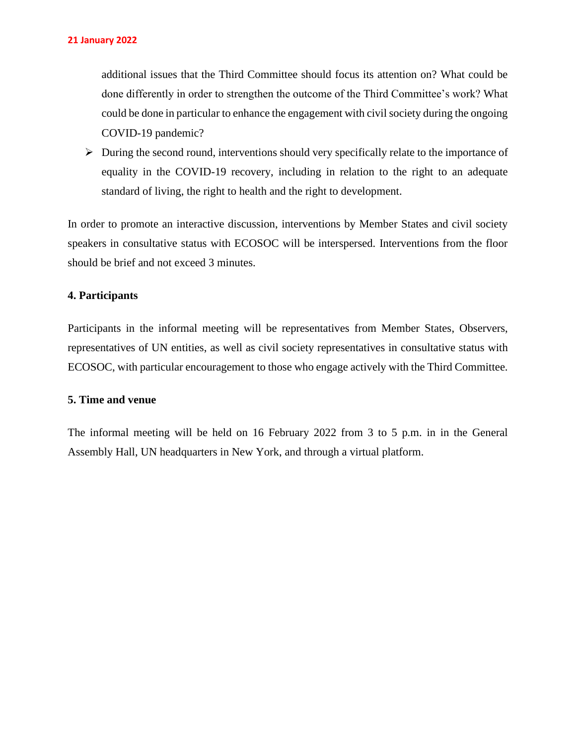additional issues that the Third Committee should focus its attention on? What could be done differently in order to strengthen the outcome of the Third Committee's work? What could be done in particular to enhance the engagement with civil society during the ongoing COVID-19 pandemic?

- During the second round, interventions should very specifically relate to the importance of equality in the COVID-19 recovery, including in relation to the right to an adequate standard of living, the right to health and the right to development.

In order to promote an interactive discussion, interventions by Member States and civil society speakers in consultative status with ECOSOC will be interspersed. Interventions from the floor should be brief and not exceed 3 minutes.

**4. Participants**

Participants in the informal meeting will be representatives from Member States, Observers, representatives of UN entities, as well as civil society representatives in consultative status with ECOSOC, with particular encouragement to those who engage actively with the Third Committee.

**5. Time and venue**

The informal meeting will be held on 16 February 2022 from 3 to 5 p.m. in in the General Assembly Hall, UN headquarters in New York, and through a virtual platform.